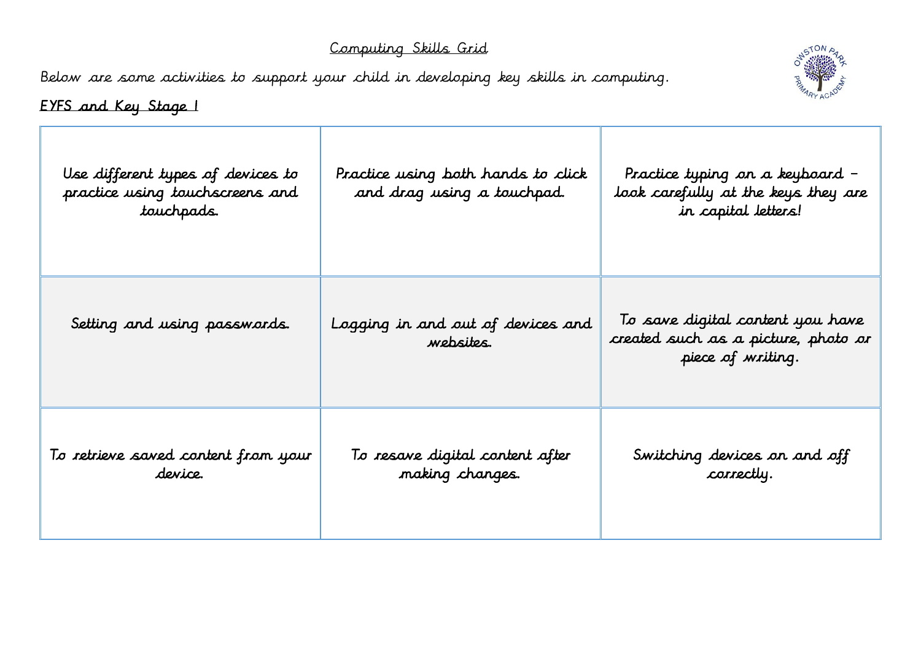# Computing Skills Grid

Below are some activities to support your child in developing key skills in computing.

## EYFS and Key Stage 1

| | | |
|---|---|---|
| Use different types of devices to practice using touchscreens and touchpads. | Practice using both hands to click and drag using a touchpad. | Practice typing on a keyboard – look carefully at the keys they are in capital letters! |
| Setting and using passwords. | Logging in and out of devices and websites. | To save digital content you have created such as a picture, photo or piece of writing. |
| To retrieve saved content from your device. | To resave digital content after making changes. | Switching devices on and off correctly. |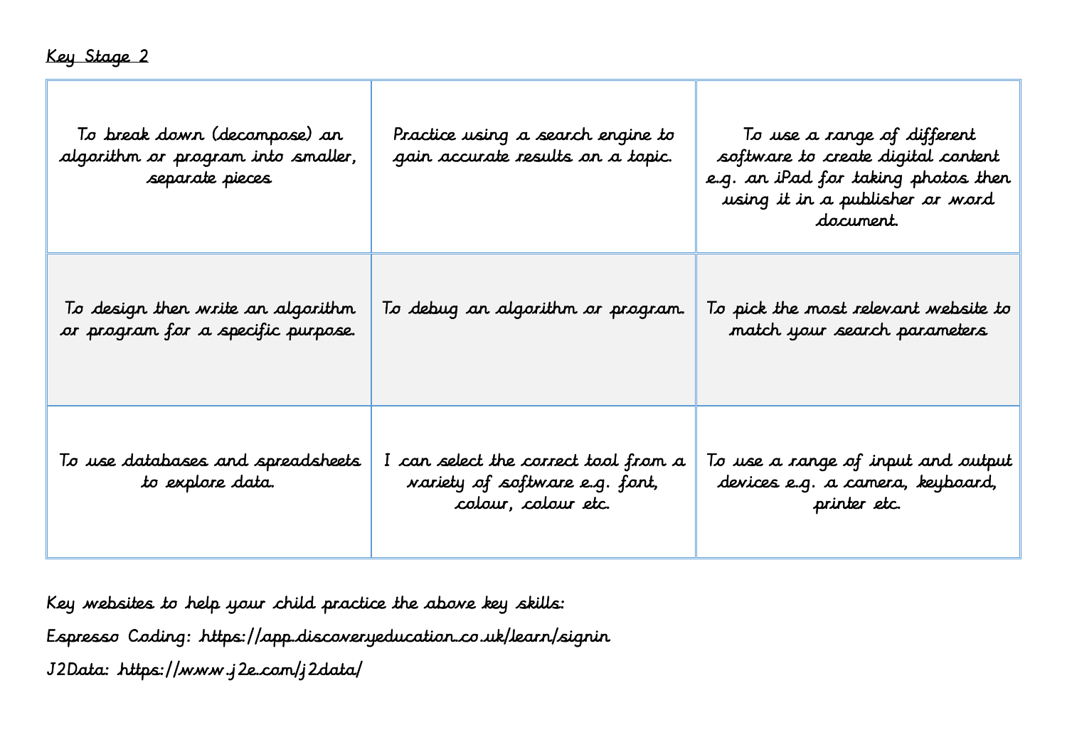Key Stage 2

| | | |
|---|---|---|
| To break down (decompose) an algorithm or program into smaller, separate pieces | Practice using a search engine to gain accurate results on a topic. | To use a range of different software to create digital content e.g. an iPad for taking photos then using it in a publisher or word document. |
| To design then write an algorithm or program for a specific purpose. | To debug an algorithm or program. | To pick the most relevant website to match your search parameters |
| To use databases and spreadsheets to explore data. | I can select the correct tool from a variety of software e.g. font, colour, colour etc. | To use a range of input and output devices e.g. a camera, keyboard, printer etc. |

Key websites to help your child practice the above key skills:

Espresso Coding: https://app.discoveryeducation.co.uk/learn/signin

J2Data: https://www.j2e.com/j2data/